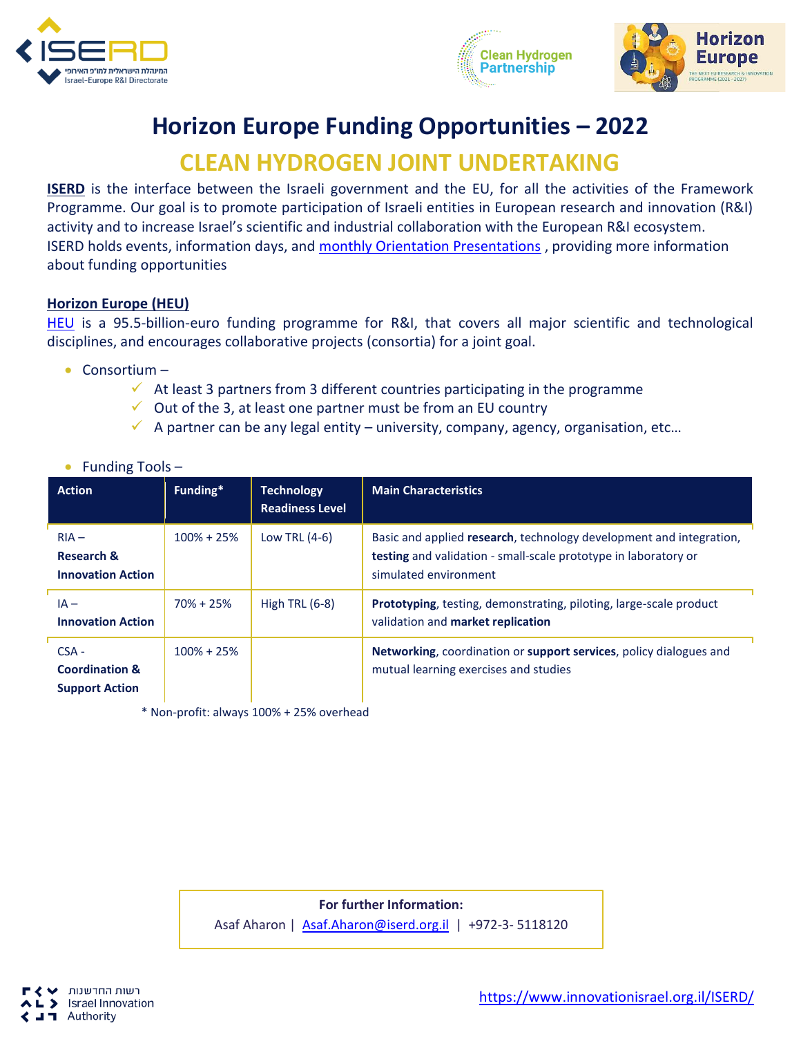# Horizon Europe Funding Opportunities – 2022

## CLEAN HYDROGEN JOINT UNDERTAKING

**ISERD** is the interface between the Israeli government and the EU, for all the activities of the Framework Programme. Our goal is to promote participation of Israeli entities in European research and innovation (R&I) activity and to increase Israel's scientific and industrial collaboration with the European R&I ecosystem.
ISERD holds events, information days, and monthly Orientation Presentations , providing more information about funding opportunities

### Horizon Europe (HEU)

HEU is a 95.5-billion-euro funding programme for R&I, that covers all major scientific and technological disciplines, and encourages collaborative projects (consortia) for a joint goal.

- Consortium –
  - ✓ At least 3 partners from 3 different countries participating in the programme
  - ✓ Out of the 3, at least one partner must be from an EU country
  - ✓ A partner can be any legal entity – university, company, agency, organisation, etc…

- Funding Tools –

| Action | Funding* | Technology Readiness Level | Main Characteristics |
|---|---|---|---|
| RIA – **Research & Innovation Action** | 100% + 25% | Low TRL (4-6) | Basic and applied **research**, technology development and integration, **testing** and validation - small-scale prototype in laboratory or simulated environment |
| IA – **Innovation Action** | 70% + 25% | High TRL (6-8) | **Prototyping**, testing, demonstrating, piloting, large-scale product validation and **market replication** |
| CSA - **Coordination & Support Action** | 100% + 25% | | **Networking**, coordination or **support services**, policy dialogues and mutual learning exercises and studies |

\* Non-profit: always 100% + 25% overhead

**For further Information:**
Asaf Aharon | Asaf.Aharon@iserd.org.il | +972-3- 5118120

https://www.innovationisrael.org.il/ISERD/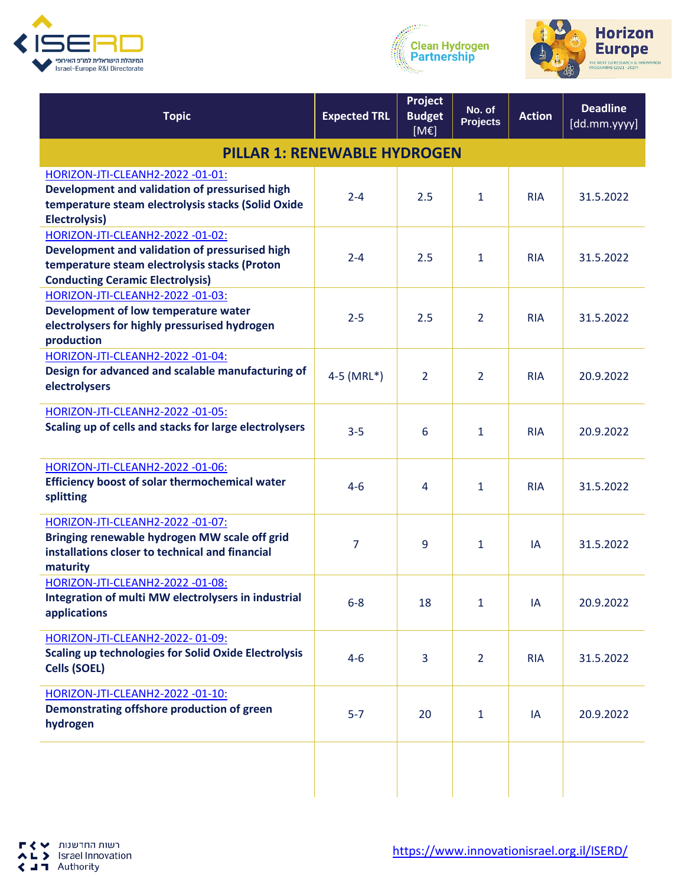| Topic | Expected TRL | Project Budget [M€] | No. of Projects | Action | Deadline [dd.mm.yyyy] |
|---|---|---|---|---|---|
| **PILLAR 1: RENEWABLE HYDROGEN** | | | | | |
| HORIZON-JTI-CLEANH2-2022 -01-01: **Development and validation of pressurised high temperature steam electrolysis stacks (Solid Oxide Electrolysis)** | 2-4 | 2.5 | 1 | RIA | 31.5.2022 |
| HORIZON-JTI-CLEANH2-2022 -01-02: **Development and validation of pressurised high temperature steam electrolysis stacks (Proton Conducting Ceramic Electrolysis)** | 2-4 | 2.5 | 1 | RIA | 31.5.2022 |
| HORIZON-JTI-CLEANH2-2022 -01-03: **Development of low temperature water electrolysers for highly pressurised hydrogen production** | 2-5 | 2.5 | 2 | RIA | 31.5.2022 |
| HORIZON-JTI-CLEANH2-2022 -01-04: **Design for advanced and scalable manufacturing of electrolysers** | 4-5 (MRL*) | 2 | 2 | RIA | 20.9.2022 |
| HORIZON-JTI-CLEANH2-2022 -01-05: **Scaling up of cells and stacks for large electrolysers** | 3-5 | 6 | 1 | RIA | 20.9.2022 |
| HORIZON-JTI-CLEANH2-2022 -01-06: **Efficiency boost of solar thermochemical water splitting** | 4-6 | 4 | 1 | RIA | 31.5.2022 |
| HORIZON-JTI-CLEANH2-2022 -01-07: **Bringing renewable hydrogen MW scale off grid installations closer to technical and financial maturity** | 7 | 9 | 1 | IA | 31.5.2022 |
| HORIZON-JTI-CLEANH2-2022 -01-08: **Integration of multi MW electrolysers in industrial applications** | 6-8 | 18 | 1 | IA | 20.9.2022 |
| HORIZON-JTI-CLEANH2-2022- 01-09: **Scaling up technologies for Solid Oxide Electrolysis Cells (SOEL)** | 4-6 | 3 | 2 | RIA | 31.5.2022 |
| HORIZON-JTI-CLEANH2-2022 -01-10: **Demonstrating offshore production of green hydrogen** | 5-7 | 20 | 1 | IA | 20.9.2022 |
| | | | | | |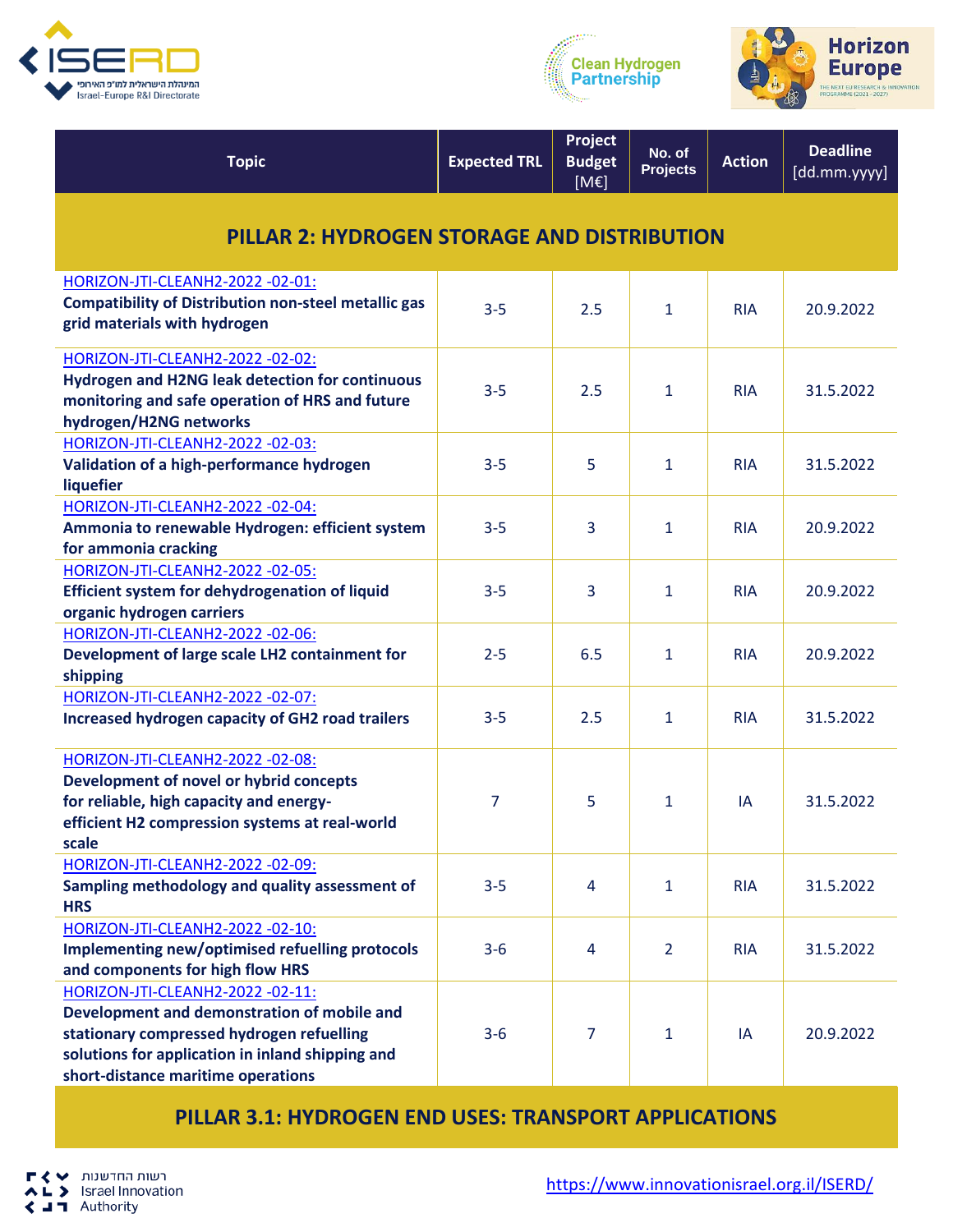| Topic | Expected TRL | Project Budget [M€] | No. of Projects | Action | Deadline [dd.mm.yyyy] |
|---|---|---|---|---|---|
| **PILLAR 2: HYDROGEN STORAGE AND DISTRIBUTION** | | | | | |
| HORIZON-JTI-CLEANH2-2022 -02-01: **Compatibility of Distribution non-steel metallic gas grid materials with hydrogen** | 3-5 | 2.5 | 1 | RIA | 20.9.2022 |
| HORIZON-JTI-CLEANH2-2022 -02-02: **Hydrogen and H2NG leak detection for continuous monitoring and safe operation of HRS and future hydrogen/H2NG networks** | 3-5 | 2.5 | 1 | RIA | 31.5.2022 |
| HORIZON-JTI-CLEANH2-2022 -02-03: **Validation of a high-performance hydrogen liquefier** | 3-5 | 5 | 1 | RIA | 31.5.2022 |
| HORIZON-JTI-CLEANH2-2022 -02-04: **Ammonia to renewable Hydrogen: efficient system for ammonia cracking** | 3-5 | 3 | 1 | RIA | 20.9.2022 |
| HORIZON-JTI-CLEANH2-2022 -02-05: **Efficient system for dehydrogenation of liquid organic hydrogen carriers** | 3-5 | 3 | 1 | RIA | 20.9.2022 |
| HORIZON-JTI-CLEANH2-2022 -02-06: **Development of large scale LH2 containment for shipping** | 2-5 | 6.5 | 1 | RIA | 20.9.2022 |
| HORIZON-JTI-CLEANH2-2022 -02-07: **Increased hydrogen capacity of GH2 road trailers** | 3-5 | 2.5 | 1 | RIA | 31.5.2022 |
| HORIZON-JTI-CLEANH2-2022 -02-08: **Development of novel or hybrid concepts for reliable, high capacity and energy-efficient H2 compression systems at real-world scale** | 7 | 5 | 1 | IA | 31.5.2022 |
| HORIZON-JTI-CLEANH2-2022 -02-09: **Sampling methodology and quality assessment of HRS** | 3-5 | 4 | 1 | RIA | 31.5.2022 |
| HORIZON-JTI-CLEANH2-2022 -02-10: **Implementing new/optimised refuelling protocols and components for high flow HRS** | 3-6 | 4 | 2 | RIA | 31.5.2022 |
| HORIZON-JTI-CLEANH2-2022 -02-11: **Development and demonstration of mobile and stationary compressed hydrogen refuelling solutions for application in inland shipping and short-distance maritime operations** | 3-6 | 7 | 1 | IA | 20.9.2022 |
| **PILLAR 3.1: HYDROGEN END USES: TRANSPORT APPLICATIONS** | | | | | |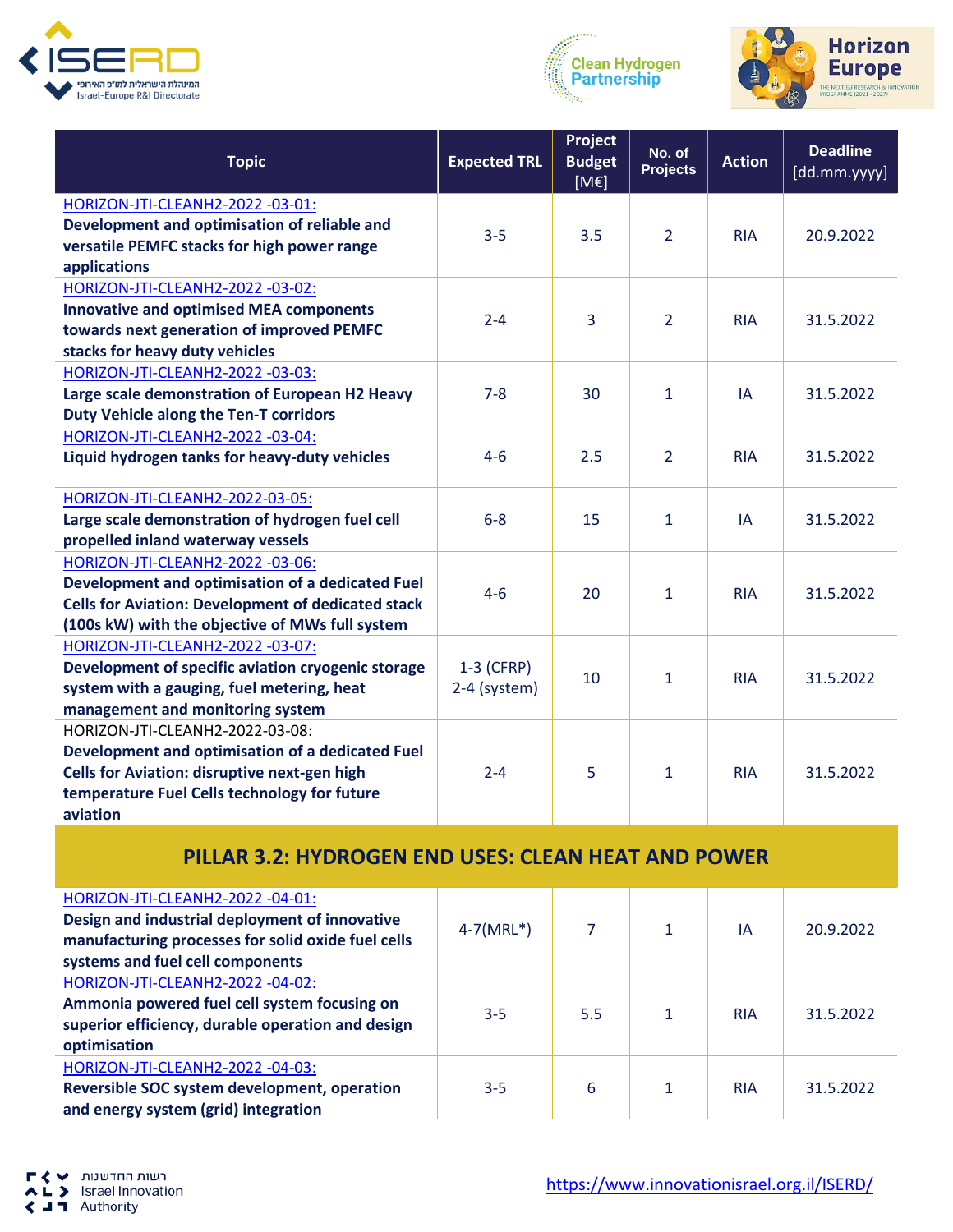| Topic | Expected TRL | Project Budget [M€] | No. of Projects | Action | Deadline [dd.mm.yyyy] |
|---|---|---|---|---|---|
| HORIZON-JTI-CLEANH2-2022 -03-01: **Development and optimisation of reliable and versatile PEMFC stacks for high power range applications** | 3-5 | 3.5 | 2 | RIA | 20.9.2022 |
| HORIZON-JTI-CLEANH2-2022 -03-02: **Innovative and optimised MEA components towards next generation of improved PEMFC stacks for heavy duty vehicles** | 2-4 | 3 | 2 | RIA | 31.5.2022 |
| HORIZON-JTI-CLEANH2-2022 -03-03: **Large scale demonstration of European H2 Heavy Duty Vehicle along the Ten-T corridors** | 7-8 | 30 | 1 | IA | 31.5.2022 |
| HORIZON-JTI-CLEANH2-2022 -03-04: **Liquid hydrogen tanks for heavy-duty vehicles** | 4-6 | 2.5 | 2 | RIA | 31.5.2022 |
| HORIZON-JTI-CLEANH2-2022-03-05: **Large scale demonstration of hydrogen fuel cell propelled inland waterway vessels** | 6-8 | 15 | 1 | IA | 31.5.2022 |
| HORIZON-JTI-CLEANH2-2022 -03-06: **Development and optimisation of a dedicated Fuel Cells for Aviation: Development of dedicated stack (100s kW) with the objective of MWs full system** | 4-6 | 20 | 1 | RIA | 31.5.2022 |
| HORIZON-JTI-CLEANH2-2022 -03-07: **Development of specific aviation cryogenic storage system with a gauging, fuel metering, heat management and monitoring system** | 1-3 (CFRP) 2-4 (system) | 10 | 1 | RIA | 31.5.2022 |
| HORIZON-JTI-CLEANH2-2022-03-08: **Development and optimisation of a dedicated Fuel Cells for Aviation: disruptive next-gen high temperature Fuel Cells technology for future aviation** | 2-4 | 5 | 1 | RIA | 31.5.2022 |
| **PILLAR 3.2: HYDROGEN END USES: CLEAN HEAT AND POWER** | | | | | |
| HORIZON-JTI-CLEANH2-2022 -04-01: **Design and industrial deployment of innovative manufacturing processes for solid oxide fuel cells systems and fuel cell components** | 4-7(MRL*) | 7 | 1 | IA | 20.9.2022 |
| HORIZON-JTI-CLEANH2-2022 -04-02: **Ammonia powered fuel cell system focusing on superior efficiency, durable operation and design optimisation** | 3-5 | 5.5 | 1 | RIA | 31.5.2022 |
| HORIZON-JTI-CLEANH2-2022 -04-03: **Reversible SOC system development, operation and energy system (grid) integration** | 3-5 | 6 | 1 | RIA | 31.5.2022 |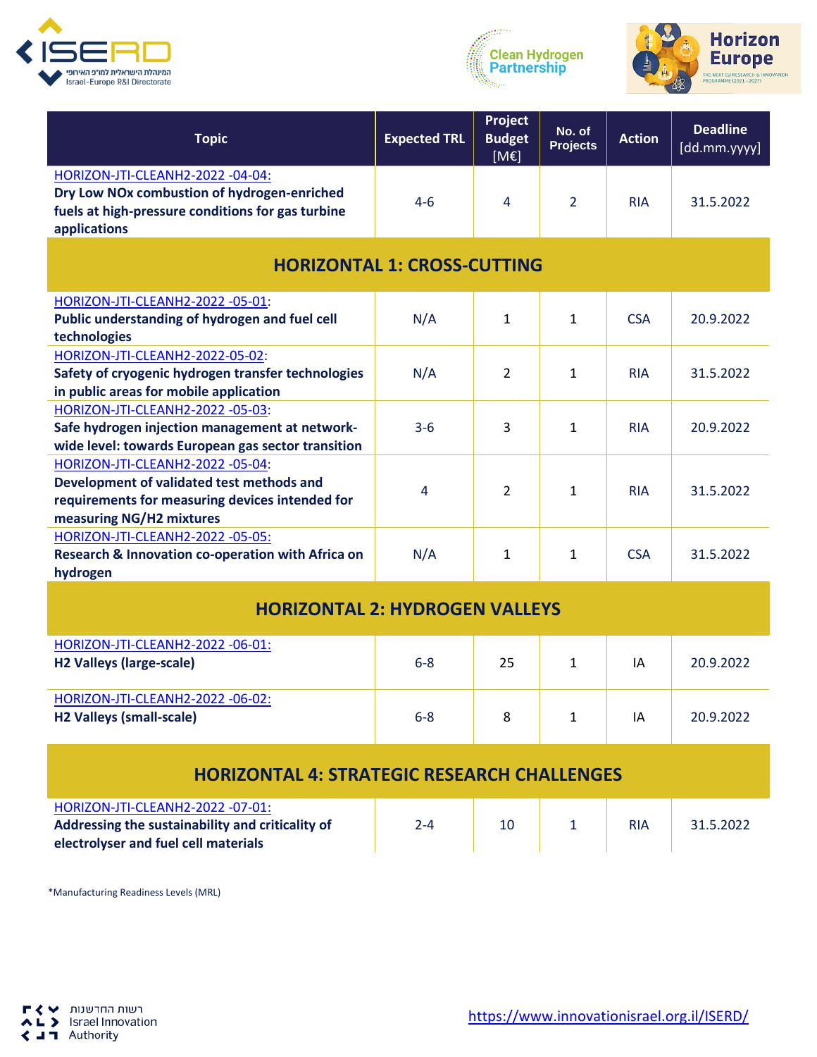| Topic | Expected TRL | Project Budget [M€] | No. of Projects | Action | Deadline [dd.mm.yyyy] |
|---|---|---|---|---|---|
| HORIZON-JTI-CLEANH2-2022 -04-04: **Dry Low NOx combustion of hydrogen-enriched fuels at high-pressure conditions for gas turbine applications** | 4-6 | 4 | 2 | RIA | 31.5.2022 |
| **HORIZONTAL 1: CROSS-CUTTING** | | | | | |
| HORIZON-JTI-CLEANH2-2022 -05-01: **Public understanding of hydrogen and fuel cell technologies** | N/A | 1 | 1 | CSA | 20.9.2022 |
| HORIZON-JTI-CLEANH2-2022-05-02: **Safety of cryogenic hydrogen transfer technologies in public areas for mobile application** | N/A | 2 | 1 | RIA | 31.5.2022 |
| HORIZON-JTI-CLEANH2-2022 -05-03: **Safe hydrogen injection management at network-wide level: towards European gas sector transition** | 3-6 | 3 | 1 | RIA | 20.9.2022 |
| HORIZON-JTI-CLEANH2-2022 -05-04: **Development of validated test methods and requirements for measuring devices intended for measuring NG/H2 mixtures** | 4 | 2 | 1 | RIA | 31.5.2022 |
| HORIZON-JTI-CLEANH2-2022 -05-05: **Research & Innovation co-operation with Africa on hydrogen** | N/A | 1 | 1 | CSA | 31.5.2022 |
| **HORIZONTAL 2: HYDROGEN VALLEYS** | | | | | |
| HORIZON-JTI-CLEANH2-2022 -06-01: **H2 Valleys (large-scale)** | 6-8 | 25 | 1 | IA | 20.9.2022 |
| HORIZON-JTI-CLEANH2-2022 -06-02: **H2 Valleys (small-scale)** | 6-8 | 8 | 1 | IA | 20.9.2022 |
| **HORIZONTAL 4: STRATEGIC RESEARCH CHALLENGES** | | | | | |
| HORIZON-JTI-CLEANH2-2022 -07-01: **Addressing the sustainability and criticality of electrolyser and fuel cell materials** | 2-4 | 10 | 1 | RIA | 31.5.2022 |

*Manufacturing Readiness Levels (MRL)